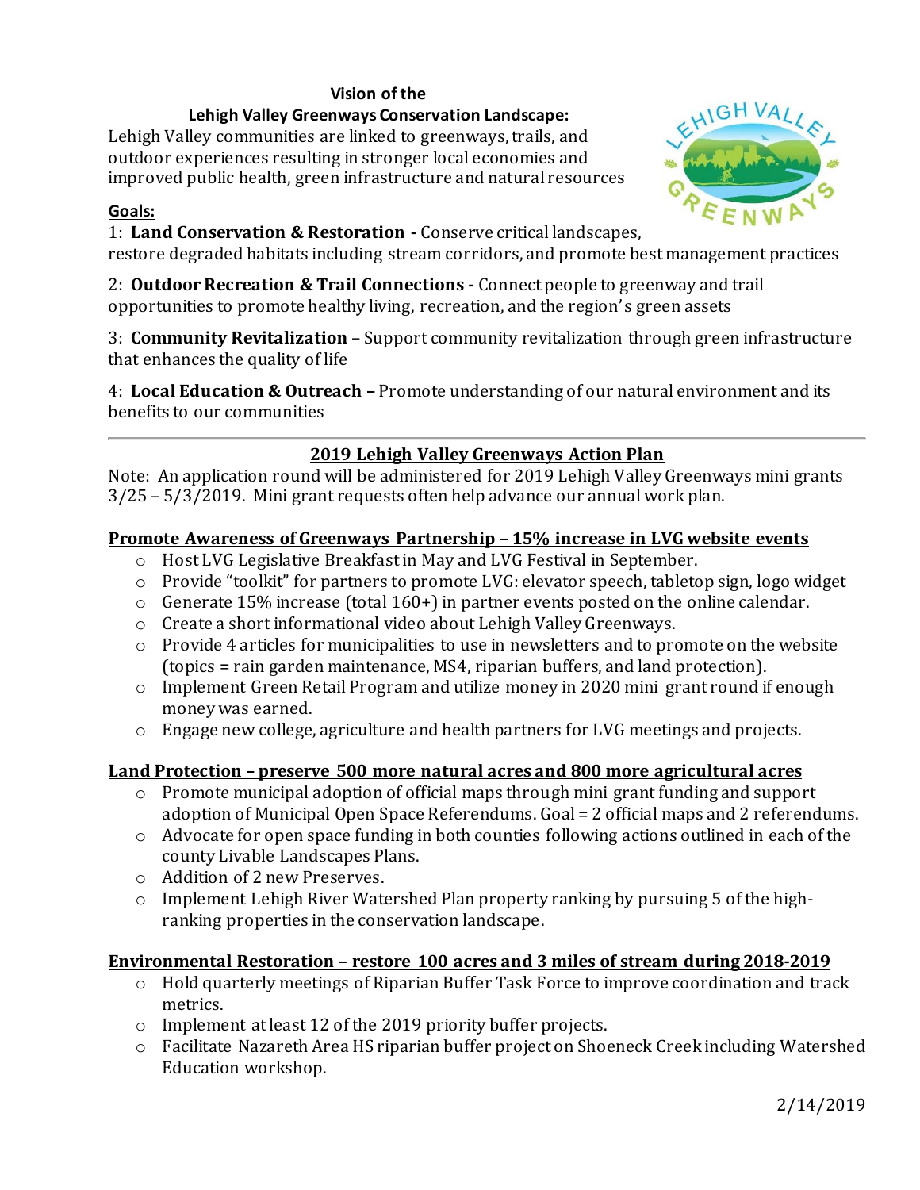**Vision of the**
**Lehigh Valley Greenways Conservation Landscape:**

Lehigh Valley communities are linked to greenways, trails, and outdoor experiences resulting in stronger local economies and improved public health, green infrastructure and natural resources

**Goals:**

1: **Land Conservation & Restoration -** Conserve critical landscapes, restore degraded habitats including stream corridors, and promote best management practices

2: **Outdoor Recreation & Trail Connections -** Connect people to greenway and trail opportunities to promote healthy living, recreation, and the region's green assets

3: **Community Revitalization** – Support community revitalization through green infrastructure that enhances the quality of life

4: **Local Education & Outreach –** Promote understanding of our natural environment and its benefits to our communities

---

## 2019 Lehigh Valley Greenways Action Plan

Note: An application round will be administered for 2019 Lehigh Valley Greenways mini grants 3/25 – 5/3/2019. Mini grant requests often help advance our annual work plan.

### Promote Awareness of Greenways Partnership – 15% increase in LVG website events

- Host LVG Legislative Breakfast in May and LVG Festival in September.
- Provide "toolkit" for partners to promote LVG: elevator speech, tabletop sign, logo widget
- Generate 15% increase (total 160+) in partner events posted on the online calendar.
- Create a short informational video about Lehigh Valley Greenways.
- Provide 4 articles for municipalities to use in newsletters and to promote on the website (topics = rain garden maintenance, MS4, riparian buffers, and land protection).
- Implement Green Retail Program and utilize money in 2020 mini grant round if enough money was earned.
- Engage new college, agriculture and health partners for LVG meetings and projects.

### Land Protection – preserve 500 more natural acres and 800 more agricultural acres

- Promote municipal adoption of official maps through mini grant funding and support adoption of Municipal Open Space Referendums. Goal = 2 official maps and 2 referendums.
- Advocate for open space funding in both counties following actions outlined in each of the county Livable Landscapes Plans.
- Addition of 2 new Preserves.
- Implement Lehigh River Watershed Plan property ranking by pursuing 5 of the high-ranking properties in the conservation landscape.

### Environmental Restoration – restore 100 acres and 3 miles of stream during 2018-2019

- Hold quarterly meetings of Riparian Buffer Task Force to improve coordination and track metrics.
- Implement at least 12 of the 2019 priority buffer projects.
- Facilitate Nazareth Area HS riparian buffer project on Shoeneck Creek including Watershed Education workshop.

2/14/2019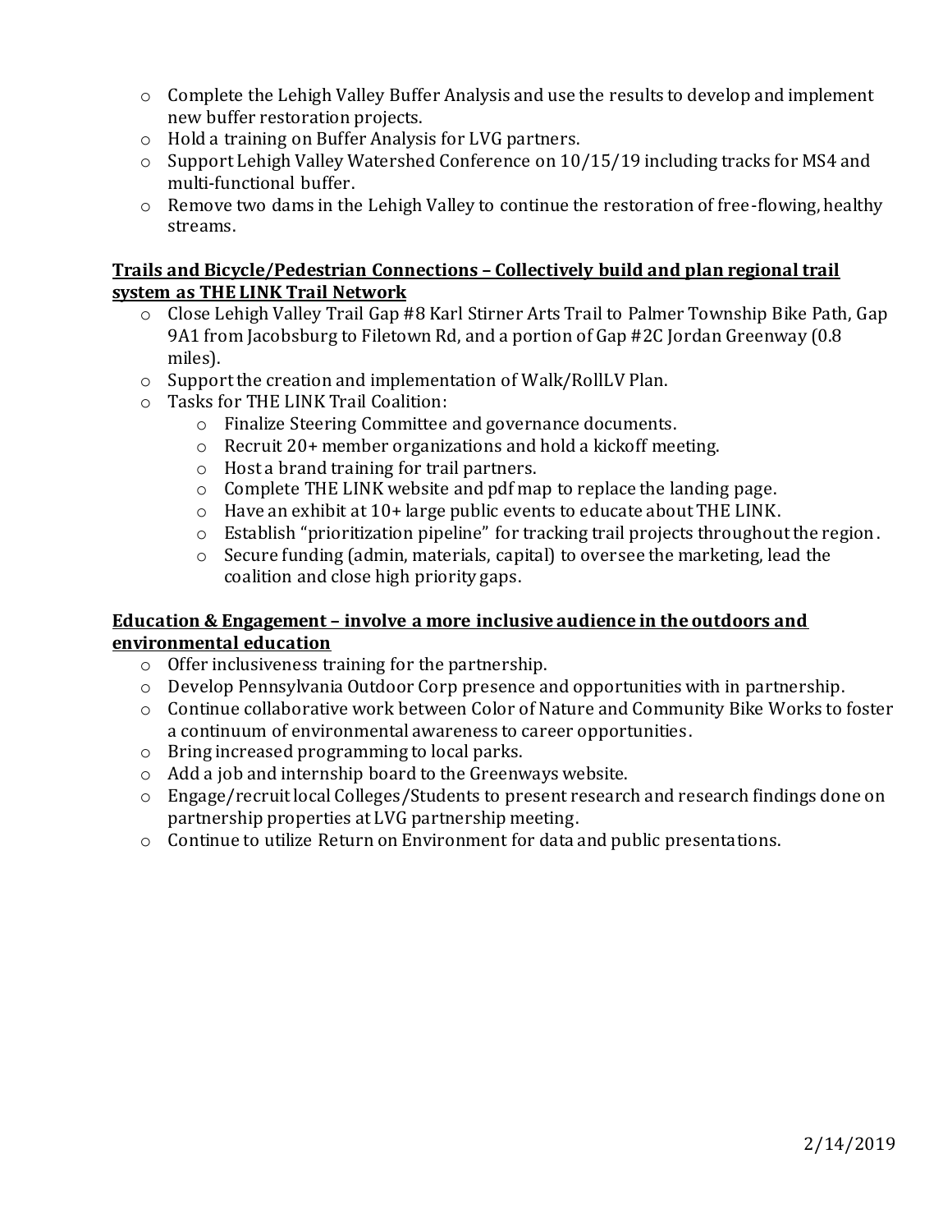- Complete the Lehigh Valley Buffer Analysis and use the results to develop and implement new buffer restoration projects.
- Hold a training on Buffer Analysis for LVG partners.
- Support Lehigh Valley Watershed Conference on 10/15/19 including tracks for MS4 and multi-functional buffer.
- Remove two dams in the Lehigh Valley to continue the restoration of free-flowing, healthy streams.

**Trails and Bicycle/Pedestrian Connections – Collectively build and plan regional trail system as THE LINK Trail Network**

- Close Lehigh Valley Trail Gap #8 Karl Stirner Arts Trail to Palmer Township Bike Path, Gap 9A1 from Jacobsburg to Filetown Rd, and a portion of Gap #2C Jordan Greenway (0.8 miles).
- Support the creation and implementation of Walk/RollLV Plan.
- Tasks for THE LINK Trail Coalition:
  - Finalize Steering Committee and governance documents.
  - Recruit 20+ member organizations and hold a kickoff meeting.
  - Host a brand training for trail partners.
  - Complete THE LINK website and pdf map to replace the landing page.
  - Have an exhibit at 10+ large public events to educate about THE LINK.
  - Establish "prioritization pipeline" for tracking trail projects throughout the region.
  - Secure funding (admin, materials, capital) to oversee the marketing, lead the coalition and close high priority gaps.

**Education & Engagement – involve a more inclusive audience in the outdoors and environmental education**

- Offer inclusiveness training for the partnership.
- Develop Pennsylvania Outdoor Corp presence and opportunities with in partnership.
- Continue collaborative work between Color of Nature and Community Bike Works to foster a continuum of environmental awareness to career opportunities.
- Bring increased programming to local parks.
- Add a job and internship board to the Greenways website.
- Engage/recruit local Colleges/Students to present research and research findings done on partnership properties at LVG partnership meeting.
- Continue to utilize Return on Environment for data and public presentations.

2/14/2019